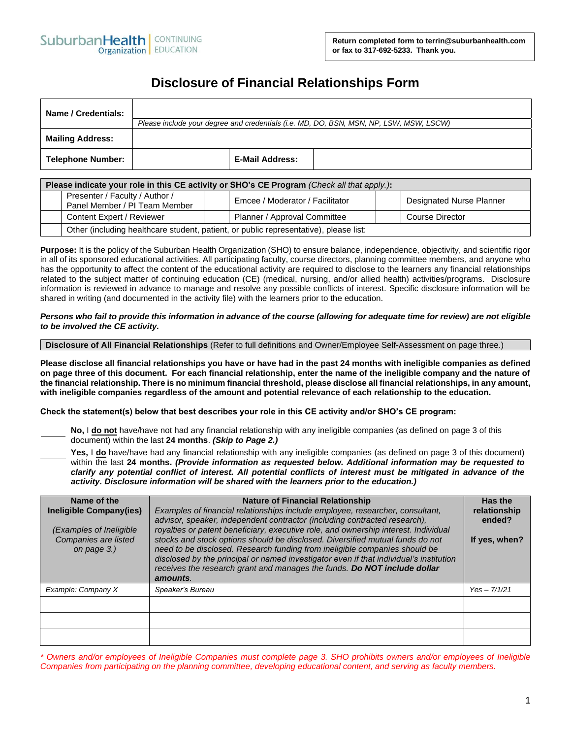SuburbanHealth Organization | CONTINUING EDUCATION

**Return completed form to terrin@suburbanhealth.com or fax to 317-692-5233. Thank you.**

# Disclosure of Financial Relationships Form

| **Name / Credentials:** | | | |
|---|---|---|---|
| | *Please include your degree and credentials (i.e. MD, DO, BSN, MSN, NP, LSW, MSW, LSCW)* | | |
| **Mailing Address:** | | | |
| **Telephone Number:** | | **E-Mail Address:** | |

| **Please indicate your role in this CE activity or SHO's CE Program** *(Check all that apply.)*: | | | | | |
|---|---|---|---|---|---|
| | Presenter / Faculty / Author / Panel Member / PI Team Member | | Emcee / Moderator / Facilitator | | Designated Nurse Planner |
| | Content Expert / Reviewer | | Planner / Approval Committee | | Course Director |
| | Other (including healthcare student, patient, or public representative), please list: | | | | |

**Purpose:** It is the policy of the Suburban Health Organization (SHO) to ensure balance, independence, objectivity, and scientific rigor in all of its sponsored educational activities. All participating faculty, course directors, planning committee members, and anyone who has the opportunity to affect the content of the educational activity are required to disclose to the learners any financial relationships related to the subject matter of continuing education (CE) (medical, nursing, and/or allied health) activities/programs. Disclosure information is reviewed in advance to manage and resolve any possible conflicts of interest. Specific disclosure information will be shared in writing (and documented in the activity file) with the learners prior to the education.

***Persons who fail to provide this information in advance of the course (allowing for adequate time for review) are not eligible to be involved the CE activity.***

**Disclosure of All Financial Relationships** (Refer to full definitions and Owner/Employee Self-Assessment on page three.)

**Please disclose all financial relationships you have or have had in the past 24 months with ineligible companies as defined on page three of this document. For each financial relationship, enter the name of the ineligible company and the nature of the financial relationship. There is no minimum financial threshold, please disclose all financial relationships, in any amount, with ineligible companies regardless of the amount and potential relevance of each relationship to the education.**

**Check the statement(s) below that best describes your role in this CE activity and/or SHO's CE program:**

______ **No,** I **do not** have/have not had any financial relationship with any ineligible companies (as defined on page 3 of this document) within the last **24 months**. ***(Skip to Page 2.)***

______ **Yes,** I **do** have/have had any financial relationship with any ineligible companies (as defined on page 3 of this document) within the last **24 months.** ***(Provide information as requested below. Additional information may be requested to clarify any potential conflict of interest. All potential conflicts of interest must be mitigated in advance of the activity. Disclosure information will be shared with the learners prior to the education.)***

| **Name of the Ineligible Company(ies)**<br><br>*(Examples of Ineligible Companies are listed on page 3.)* | **Nature of Financial Relationship**<br>*Examples of financial relationships include employee, researcher, consultant, advisor, speaker, independent contractor (including contracted research), royalties or patent beneficiary, executive role, and ownership interest. Individual stocks and stock options should be disclosed. Diversified mutual funds do not need to be disclosed. Research funding from ineligible companies should be disclosed by the principal or named investigator even if that individual's institution receives the research grant and manages the funds.* ***Do NOT include dollar amounts.*** | **Has the relationship ended?**<br><br>**If yes, when?** |
|---|---|---|
| *Example: Company X* | *Speaker's Bureau* | *Yes – 7/1/21* |
| | | |
| | | |
| | | |

*\* Owners and/or employees of Ineligible Companies must complete page 3. SHO prohibits owners and/or employees of Ineligible Companies from participating on the planning committee, developing educational content, and serving as faculty members.*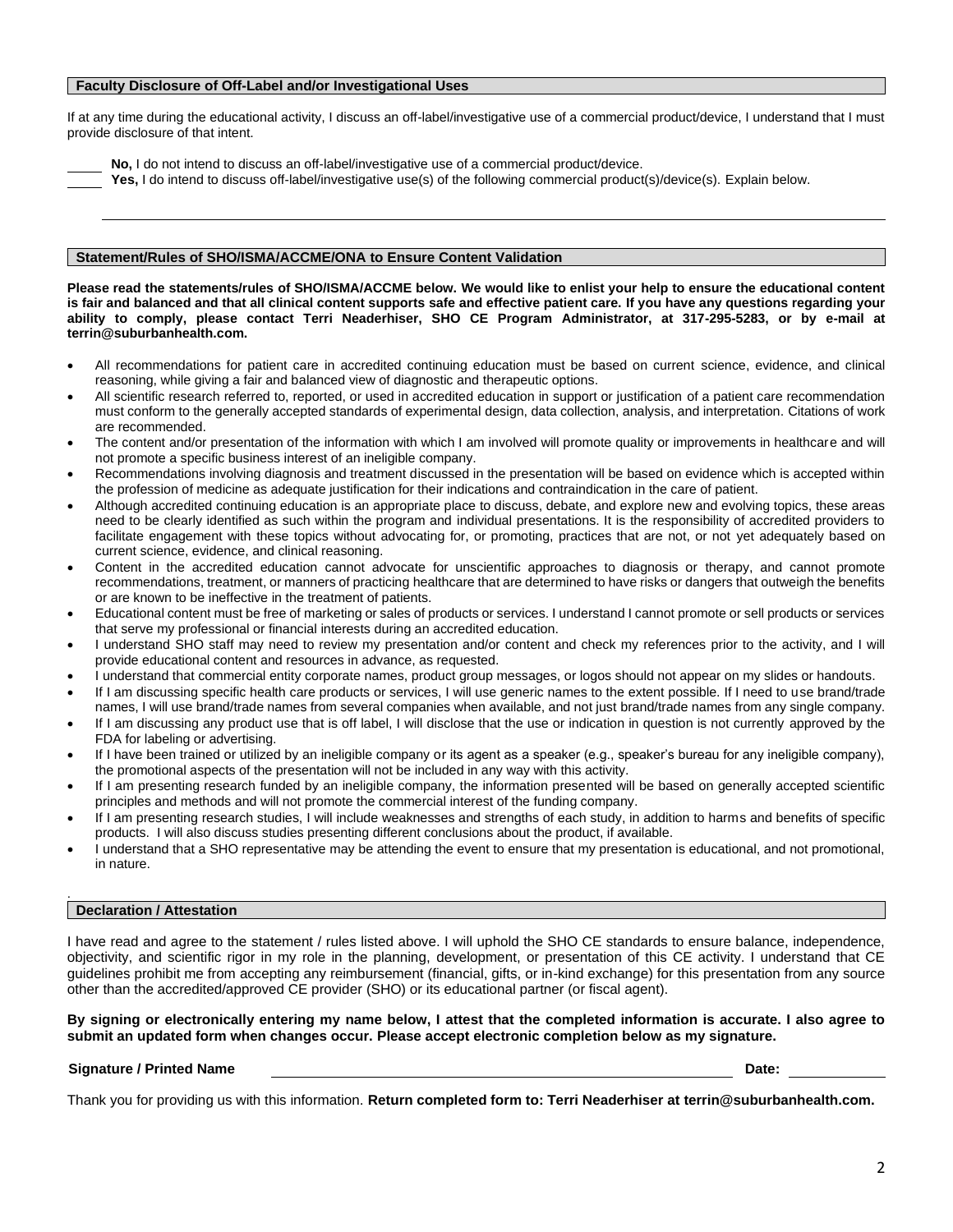## Faculty Disclosure of Off-Label and/or Investigational Uses

If at any time during the educational activity, I discuss an off-label/investigative use of a commercial product/device, I understand that I must provide disclosure of that intent.

_____ **No,** I do not intend to discuss an off-label/investigative use of a commercial product/device.

_____ **Yes,** I do intend to discuss off-label/investigative use(s) of the following commercial product(s)/device(s). Explain below.

______________________________________________________________________________

## Statement/Rules of SHO/ISMA/ACCME/ONA to Ensure Content Validation

**Please read the statements/rules of SHO/ISMA/ACCME below. We would like to enlist your help to ensure the educational content is fair and balanced and that all clinical content supports safe and effective patient care. If you have any questions regarding your ability to comply, please contact Terri Neaderhiser, SHO CE Program Administrator, at 317-295-5283, or by e-mail at terrin@suburbanhealth.com.**

- All recommendations for patient care in accredited continuing education must be based on current science, evidence, and clinical reasoning, while giving a fair and balanced view of diagnostic and therapeutic options.
- All scientific research referred to, reported, or used in accredited education in support or justification of a patient care recommendation must conform to the generally accepted standards of experimental design, data collection, analysis, and interpretation. Citations of work are recommended.
- The content and/or presentation of the information with which I am involved will promote quality or improvements in healthcare and will not promote a specific business interest of an ineligible company.
- Recommendations involving diagnosis and treatment discussed in the presentation will be based on evidence which is accepted within the profession of medicine as adequate justification for their indications and contraindication in the care of patient.
- Although accredited continuing education is an appropriate place to discuss, debate, and explore new and evolving topics, these areas need to be clearly identified as such within the program and individual presentations. It is the responsibility of accredited providers to facilitate engagement with these topics without advocating for, or promoting, practices that are not, or not yet adequately based on current science, evidence, and clinical reasoning.
- Content in the accredited education cannot advocate for unscientific approaches to diagnosis or therapy, and cannot promote recommendations, treatment, or manners of practicing healthcare that are determined to have risks or dangers that outweigh the benefits or are known to be ineffective in the treatment of patients.
- Educational content must be free of marketing or sales of products or services. I understand I cannot promote or sell products or services that serve my professional or financial interests during an accredited education.
- I understand SHO staff may need to review my presentation and/or content and check my references prior to the activity, and I will provide educational content and resources in advance, as requested.
- I understand that commercial entity corporate names, product group messages, or logos should not appear on my slides or handouts.
- If I am discussing specific health care products or services, I will use generic names to the extent possible. If I need to use brand/trade names, I will use brand/trade names from several companies when available, and not just brand/trade names from any single company.
- If I am discussing any product use that is off label, I will disclose that the use or indication in question is not currently approved by the FDA for labeling or advertising.
- If I have been trained or utilized by an ineligible company or its agent as a speaker (e.g., speaker's bureau for any ineligible company), the promotional aspects of the presentation will not be included in any way with this activity.
- If I am presenting research funded by an ineligible company, the information presented will be based on generally accepted scientific principles and methods and will not promote the commercial interest of the funding company.
- If I am presenting research studies, I will include weaknesses and strengths of each study, in addition to harms and benefits of specific products. I will also discuss studies presenting different conclusions about the product, if available.
- I understand that a SHO representative may be attending the event to ensure that my presentation is educational, and not promotional, in nature.

## Declaration / Attestation

I have read and agree to the statement / rules listed above. I will uphold the SHO CE standards to ensure balance, independence, objectivity, and scientific rigor in my role in the planning, development, or presentation of this CE activity. I understand that CE guidelines prohibit me from accepting any reimbursement (financial, gifts, or in-kind exchange) for this presentation from any source other than the accredited/approved CE provider (SHO) or its educational partner (or fiscal agent).

**By signing or electronically entering my name below, I attest that the completed information is accurate. I also agree to submit an updated form when changes occur. Please accept electronic completion below as my signature.**

**Signature / Printed Name** ______________________________________ **Date:** ____________

Thank you for providing us with this information. **Return completed form to: Terri Neaderhiser at terrin@suburbanhealth.com.**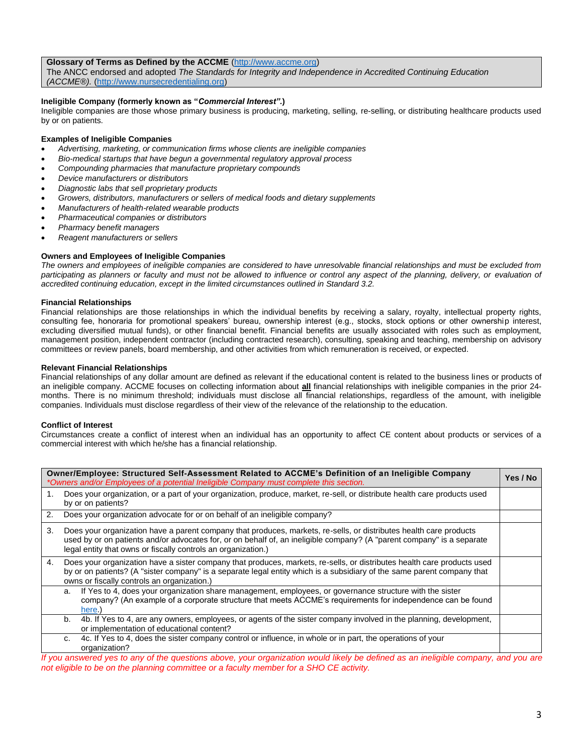**Glossary of Terms as Defined by the ACCME** (http://www.accme.org)
The ANCC endorsed and adopted *The Standards for Integrity and Independence in Accredited Continuing Education (ACCME®).* (http://www.nursecredentialing.org)

**Ineligible Company (formerly known as "*Commercial Interest"*.)**
Ineligible companies are those whose primary business is producing, marketing, selling, re-selling, or distributing healthcare products used by or on patients.

**Examples of Ineligible Companies**

- *Advertising, marketing, or communication firms whose clients are ineligible companies*
- *Bio-medical startups that have begun a governmental regulatory approval process*
- *Compounding pharmacies that manufacture proprietary compounds*
- *Device manufacturers or distributors*
- *Diagnostic labs that sell proprietary products*
- *Growers, distributors, manufacturers or sellers of medical foods and dietary supplements*
- *Manufacturers of health-related wearable products*
- *Pharmaceutical companies or distributors*
- *Pharmacy benefit managers*
- *Reagent manufacturers or sellers*

**Owners and Employees of Ineligible Companies**
*The owners and employees of ineligible companies are considered to have unresolvable financial relationships and must be excluded from participating as planners or faculty and must not be allowed to influence or control any aspect of the planning, delivery, or evaluation of accredited continuing education, except in the limited circumstances outlined in Standard 3.2.*

**Financial Relationships**
Financial relationships are those relationships in which the individual benefits by receiving a salary, royalty, intellectual property rights, consulting fee, honoraria for promotional speakers' bureau, ownership interest (e.g., stocks, stock options or other ownership interest, excluding diversified mutual funds), or other financial benefit. Financial benefits are usually associated with roles such as employment, management position, independent contractor (including contracted research), consulting, speaking and teaching, membership on advisory committees or review panels, board membership, and other activities from which remuneration is received, or expected.

**Relevant Financial Relationships**
Financial relationships of any dollar amount are defined as relevant if the educational content is related to the business lines or products of an ineligible company. ACCME focuses on collecting information about **all** financial relationships with ineligible companies in the prior 24-months. There is no minimum threshold; individuals must disclose all financial relationships, regardless of the amount, with ineligible companies. Individuals must disclose regardless of their view of the relevance of the relationship to the education.

**Conflict of Interest**
Circumstances create a conflict of interest when an individual has an opportunity to affect CE content about products or services of a commercial interest with which he/she has a financial relationship.

| **Owner/Employee: Structured Self-Assessment Related to ACCME's Definition of an Ineligible Company** *\*Owners and/or Employees of a potential Ineligible Company must complete this section.* | **Yes / No** |
|---|---|
| 1. Does your organization, or a part of your organization, produce, market, re-sell, or distribute health care products used by or on patients? | |
| 2. Does your organization advocate for or on behalf of an ineligible company? | |
| 3. Does your organization have a parent company that produces, markets, re-sells, or distributes health care products used by or on patients and/or advocates for, or on behalf of, an ineligible company? (A "parent company" is a separate legal entity that owns or fiscally controls an organization.) | |
| 4. Does your organization have a sister company that produces, markets, re-sells, or distributes health care products used by or on patients? (A "sister company" is a separate legal entity which is a subsidiary of the same parent company that owns or fiscally controls an organization.) | |
| a. If Yes to 4, does your organization share management, employees, or governance structure with the sister company? (An example of a corporate structure that meets ACCME's requirements for independence can be found here.) | |
| b. 4b. If Yes to 4, are any owners, employees, or agents of the sister company involved in the planning, development, or implementation of educational content? | |
| c. 4c. If Yes to 4, does the sister company control or influence, in whole or in part, the operations of your organization? | |

*If you answered yes to any of the questions above, your organization would likely be defined as an ineligible company, and you are not eligible to be on the planning committee or a faculty member for a SHO CE activity.*